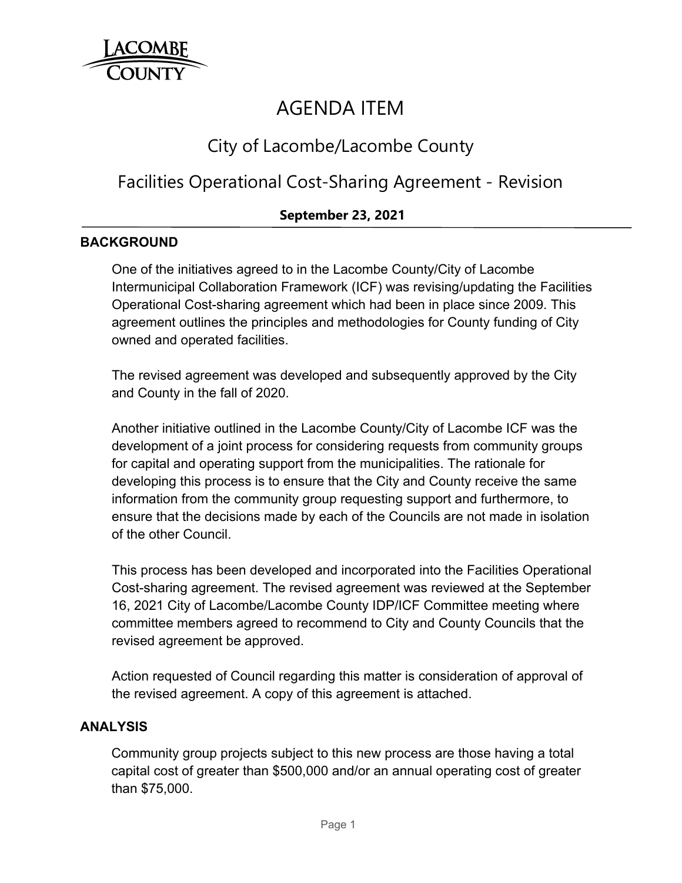# AGENDA ITEM

## City of Lacombe/Lacombe County

## Facilities Operational Cost-Sharing Agreement - Revision

**September 23, 2021**

### BACKGROUND

One of the initiatives agreed to in the Lacombe County/City of Lacombe Intermunicipal Collaboration Framework (ICF) was revising/updating the Facilities Operational Cost-sharing agreement which had been in place since 2009. This agreement outlines the principles and methodologies for County funding of City owned and operated facilities.

The revised agreement was developed and subsequently approved by the City and County in the fall of 2020.

Another initiative outlined in the Lacombe County/City of Lacombe ICF was the development of a joint process for considering requests from community groups for capital and operating support from the municipalities. The rationale for developing this process is to ensure that the City and County receive the same information from the community group requesting support and furthermore, to ensure that the decisions made by each of the Councils are not made in isolation of the other Council.

This process has been developed and incorporated into the Facilities Operational Cost-sharing agreement. The revised agreement was reviewed at the September 16, 2021 City of Lacombe/Lacombe County IDP/ICF Committee meeting where committee members agreed to recommend to City and County Councils that the revised agreement be approved.

Action requested of Council regarding this matter is consideration of approval of the revised agreement. A copy of this agreement is attached.

### ANALYSIS

Community group projects subject to this new process are those having a total capital cost of greater than $500,000 and/or an annual operating cost of greater than $75,000.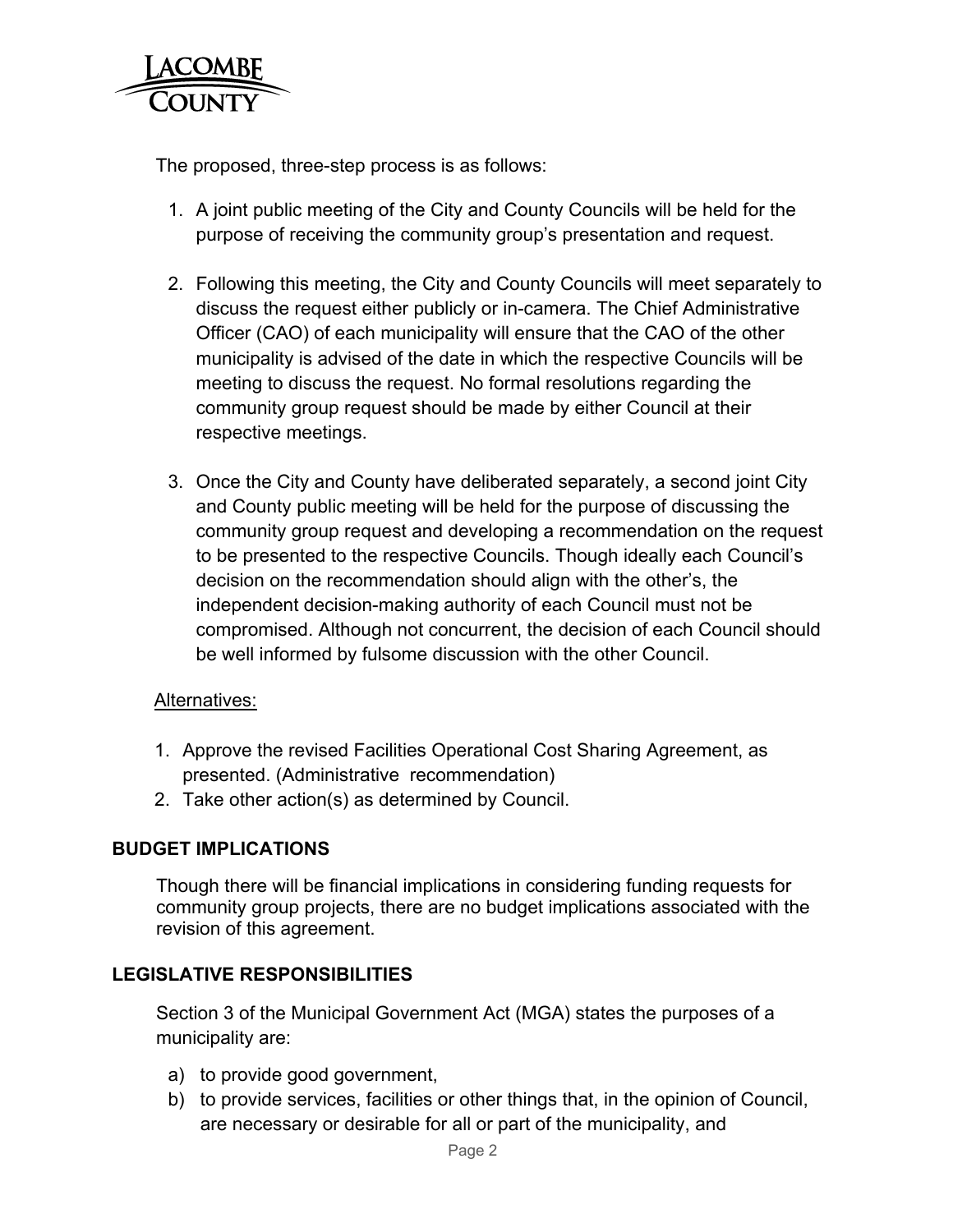The proposed, three-step process is as follows:

1. A joint public meeting of the City and County Councils will be held for the purpose of receiving the community group's presentation and request.

2. Following this meeting, the City and County Councils will meet separately to discuss the request either publicly or in-camera. The Chief Administrative Officer (CAO) of each municipality will ensure that the CAO of the other municipality is advised of the date in which the respective Councils will be meeting to discuss the request. No formal resolutions regarding the community group request should be made by either Council at their respective meetings.

3. Once the City and County have deliberated separately, a second joint City and County public meeting will be held for the purpose of discussing the community group request and developing a recommendation on the request to be presented to the respective Councils. Though ideally each Council's decision on the recommendation should align with the other's, the independent decision-making authority of each Council must not be compromised. Although not concurrent, the decision of each Council should be well informed by fulsome discussion with the other Council.

Alternatives:

1. Approve the revised Facilities Operational Cost Sharing Agreement, as presented. (Administrative recommendation)
2. Take other action(s) as determined by Council.

## BUDGET IMPLICATIONS

Though there will be financial implications in considering funding requests for community group projects, there are no budget implications associated with the revision of this agreement.

## LEGISLATIVE RESPONSIBILITIES

Section 3 of the Municipal Government Act (MGA) states the purposes of a municipality are:

a) to provide good government,
b) to provide services, facilities or other things that, in the opinion of Council, are necessary or desirable for all or part of the municipality, and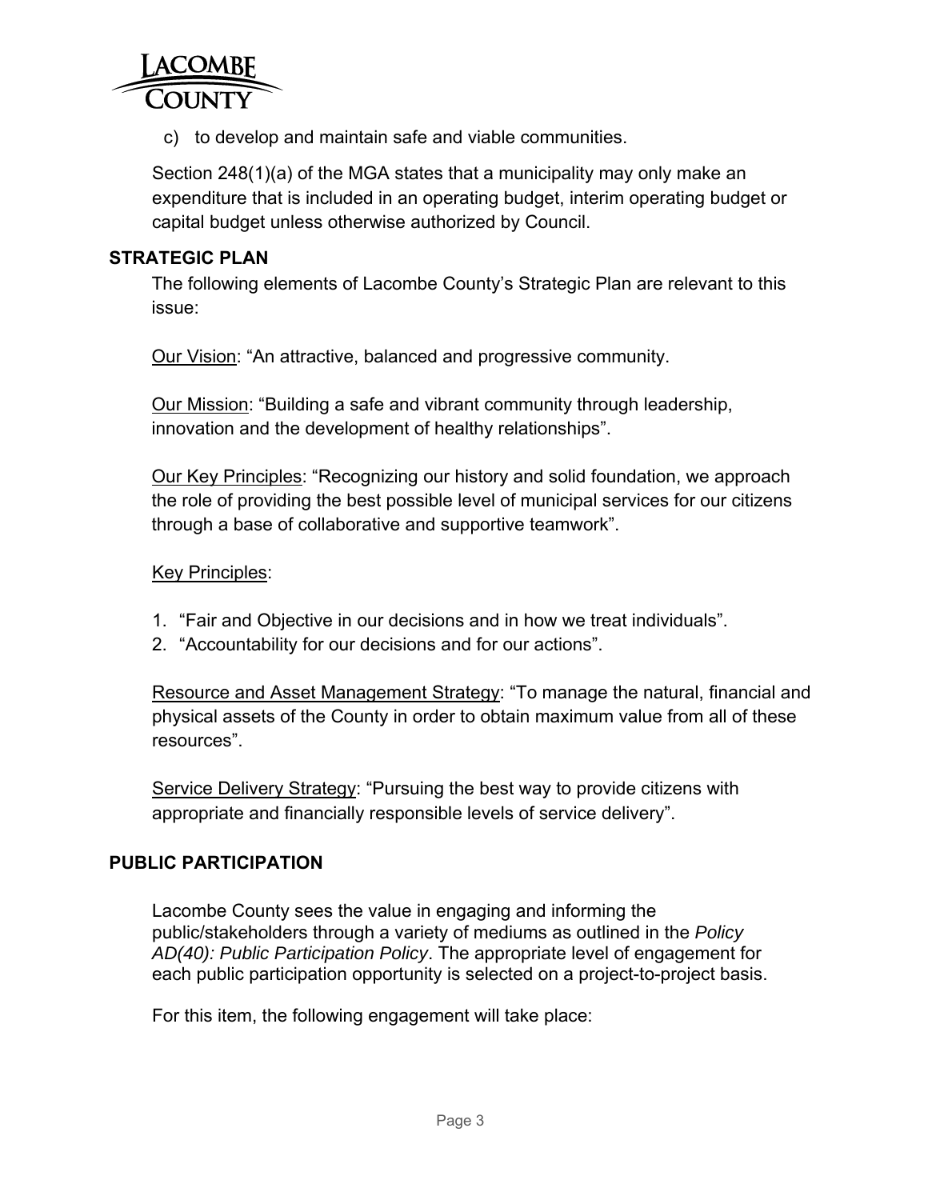c) to develop and maintain safe and viable communities.

Section 248(1)(a) of the MGA states that a municipality may only make an expenditure that is included in an operating budget, interim operating budget or capital budget unless otherwise authorized by Council.

## STRATEGIC PLAN

The following elements of Lacombe County's Strategic Plan are relevant to this issue:

Our Vision: "An attractive, balanced and progressive community.

Our Mission: "Building a safe and vibrant community through leadership, innovation and the development of healthy relationships".

Our Key Principles: "Recognizing our history and solid foundation, we approach the role of providing the best possible level of municipal services for our citizens through a base of collaborative and supportive teamwork".

Key Principles:

1. "Fair and Objective in our decisions and in how we treat individuals".
2. "Accountability for our decisions and for our actions".

Resource and Asset Management Strategy: "To manage the natural, financial and physical assets of the County in order to obtain maximum value from all of these resources".

Service Delivery Strategy: "Pursuing the best way to provide citizens with appropriate and financially responsible levels of service delivery".

## PUBLIC PARTICIPATION

Lacombe County sees the value in engaging and informing the public/stakeholders through a variety of mediums as outlined in the *Policy AD(40): Public Participation Policy*. The appropriate level of engagement for each public participation opportunity is selected on a project-to-project basis.

For this item, the following engagement will take place: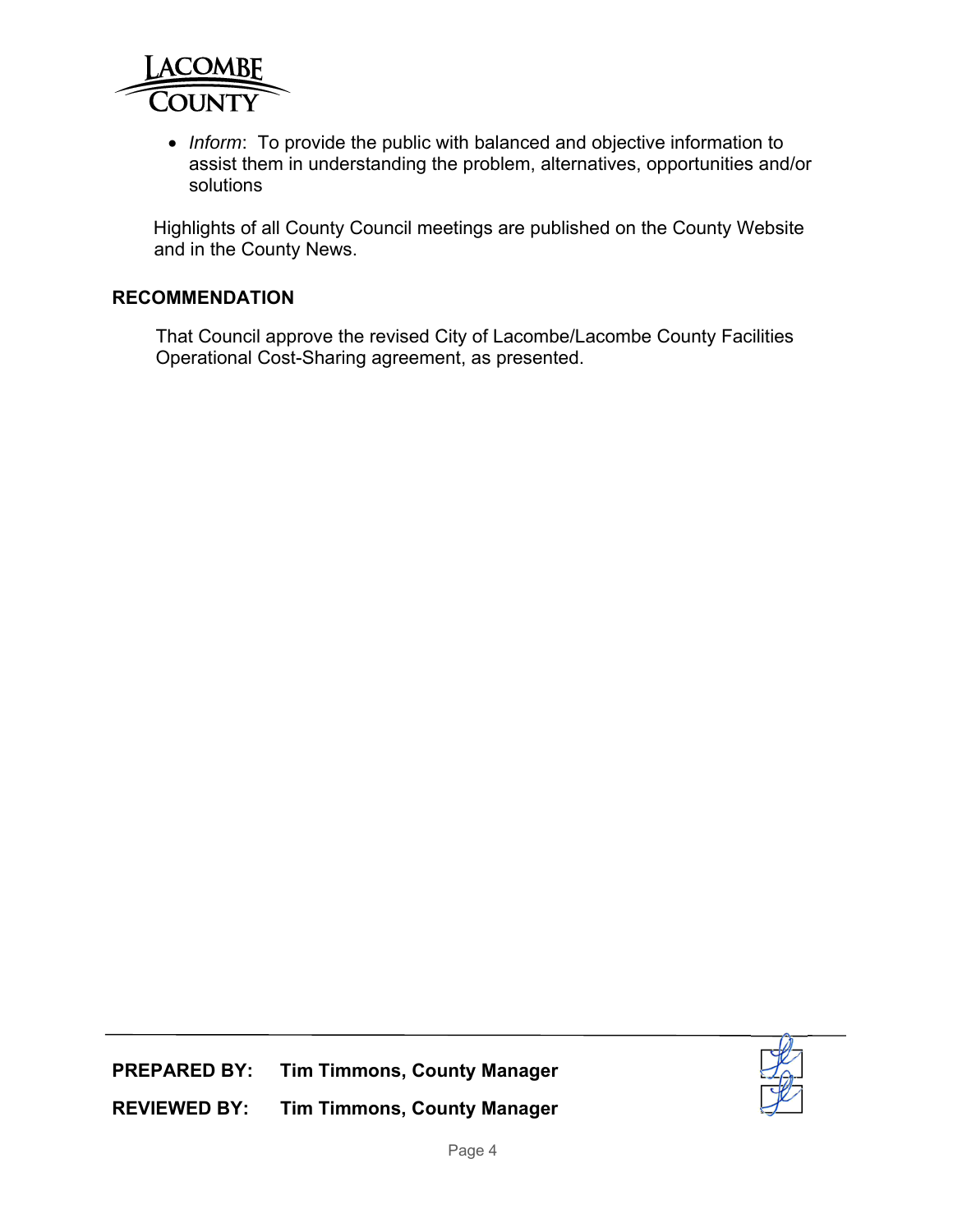- *Inform*: To provide the public with balanced and objective information to assist them in understanding the problem, alternatives, opportunities and/or solutions

Highlights of all County Council meetings are published on the County Website and in the County News.

**RECOMMENDATION**

That Council approve the revised City of Lacombe/Lacombe County Facilities Operational Cost-Sharing agreement, as presented.

**PREPARED BY:** **Tim Timmons, County Manager**

**REVIEWED BY:** **Tim Timmons, County Manager**